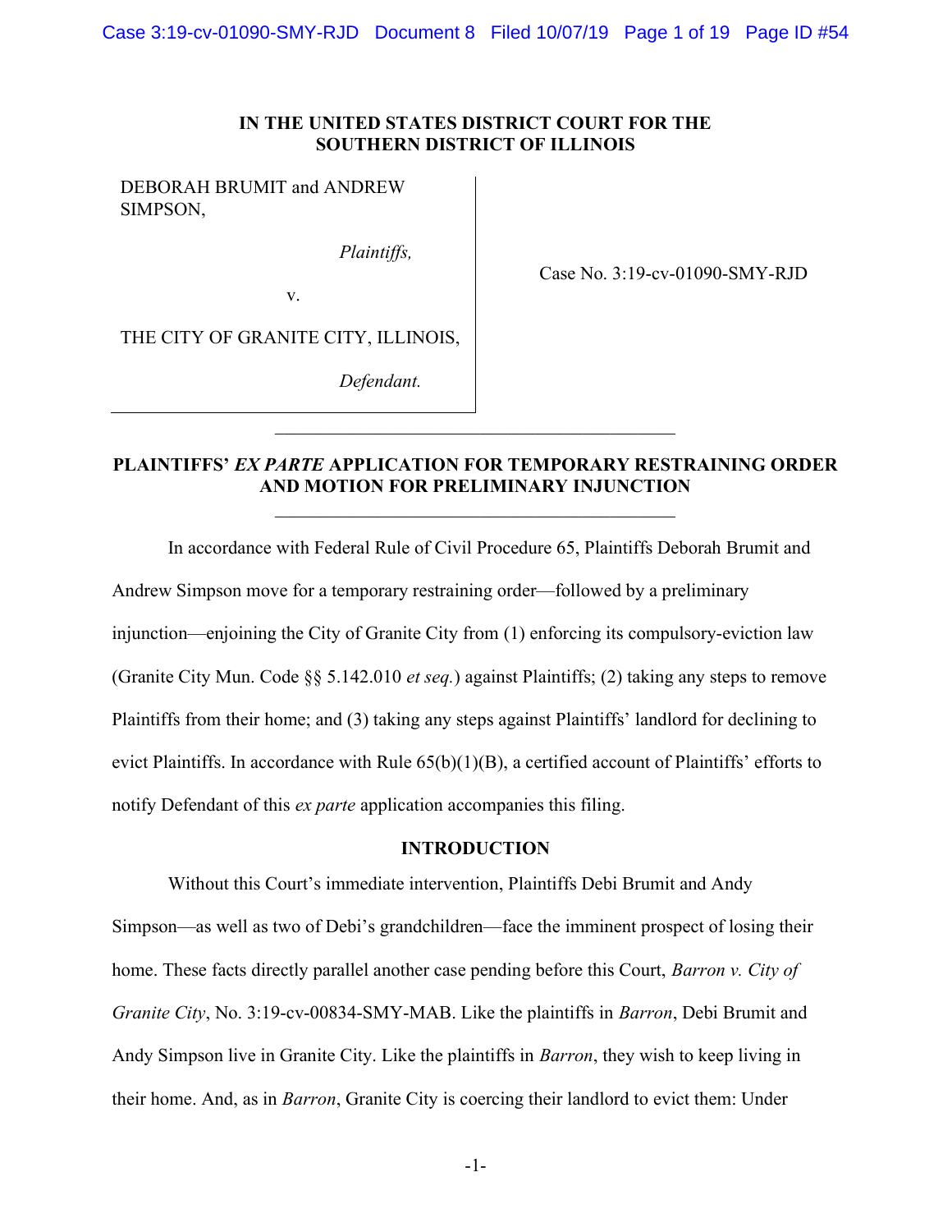**IN THE UNITED STATES DISTRICT COURT FOR THE SOUTHERN DISTRICT OF ILLINOIS**

| | |
|---|---|
| DEBORAH BRUMIT and ANDREW SIMPSON, *Plaintiffs,* v. THE CITY OF GRANITE CITY, ILLINOIS, *Defendant.* | Case No. 3:19-cv-01090-SMY-RJD |

---

**PLAINTIFFS' *EX PARTE* APPLICATION FOR TEMPORARY RESTRAINING ORDER AND MOTION FOR PRELIMINARY INJUNCTION**

---

In accordance with Federal Rule of Civil Procedure 65, Plaintiffs Deborah Brumit and Andrew Simpson move for a temporary restraining order—followed by a preliminary injunction—enjoining the City of Granite City from (1) enforcing its compulsory-eviction law (Granite City Mun. Code §§ 5.142.010 *et seq.*) against Plaintiffs; (2) taking any steps to remove Plaintiffs from their home; and (3) taking any steps against Plaintiffs' landlord for declining to evict Plaintiffs. In accordance with Rule 65(b)(1)(B), a certified account of Plaintiffs' efforts to notify Defendant of this *ex parte* application accompanies this filing.

## INTRODUCTION

Without this Court's immediate intervention, Plaintiffs Debi Brumit and Andy Simpson—as well as two of Debi's grandchildren—face the imminent prospect of losing their home. These facts directly parallel another case pending before this Court, *Barron v. City of Granite City*, No. 3:19-cv-00834-SMY-MAB. Like the plaintiffs in *Barron*, Debi Brumit and Andy Simpson live in Granite City. Like the plaintiffs in *Barron*, they wish to keep living in their home. And, as in *Barron*, Granite City is coercing their landlord to evict them: Under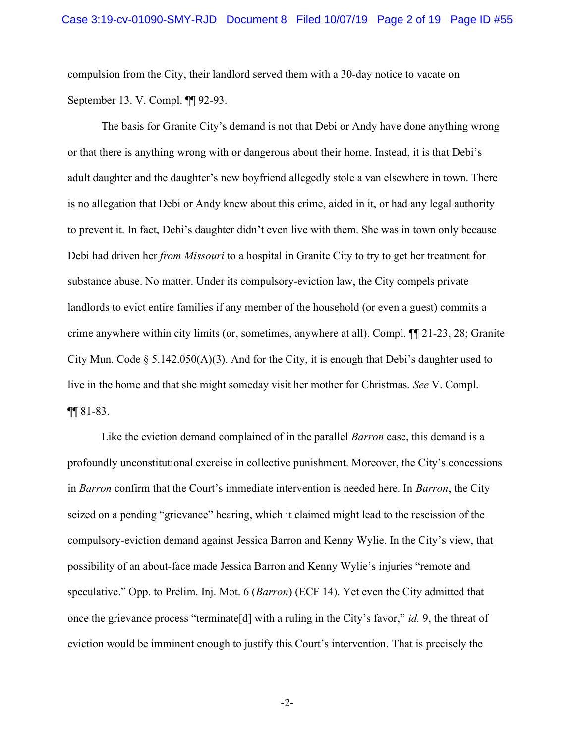compulsion from the City, their landlord served them with a 30-day notice to vacate on September 13. V. Compl. ¶¶ 92-93.

The basis for Granite City's demand is not that Debi or Andy have done anything wrong or that there is anything wrong with or dangerous about their home. Instead, it is that Debi's adult daughter and the daughter's new boyfriend allegedly stole a van elsewhere in town. There is no allegation that Debi or Andy knew about this crime, aided in it, or had any legal authority to prevent it. In fact, Debi's daughter didn't even live with them. She was in town only because Debi had driven her *from Missouri* to a hospital in Granite City to try to get her treatment for substance abuse. No matter. Under its compulsory-eviction law, the City compels private landlords to evict entire families if any member of the household (or even a guest) commits a crime anywhere within city limits (or, sometimes, anywhere at all). Compl. ¶¶ 21-23, 28; Granite City Mun. Code § 5.142.050(A)(3). And for the City, it is enough that Debi's daughter used to live in the home and that she might someday visit her mother for Christmas. *See* V. Compl. ¶¶ 81-83.

Like the eviction demand complained of in the parallel *Barron* case, this demand is a profoundly unconstitutional exercise in collective punishment. Moreover, the City's concessions in *Barron* confirm that the Court's immediate intervention is needed here. In *Barron*, the City seized on a pending "grievance" hearing, which it claimed might lead to the rescission of the compulsory-eviction demand against Jessica Barron and Kenny Wylie. In the City's view, that possibility of an about-face made Jessica Barron and Kenny Wylie's injuries "remote and speculative." Opp. to Prelim. Inj. Mot. 6 (*Barron*) (ECF 14). Yet even the City admitted that once the grievance process "terminate[d] with a ruling in the City's favor," *id.* 9, the threat of eviction would be imminent enough to justify this Court's intervention. That is precisely the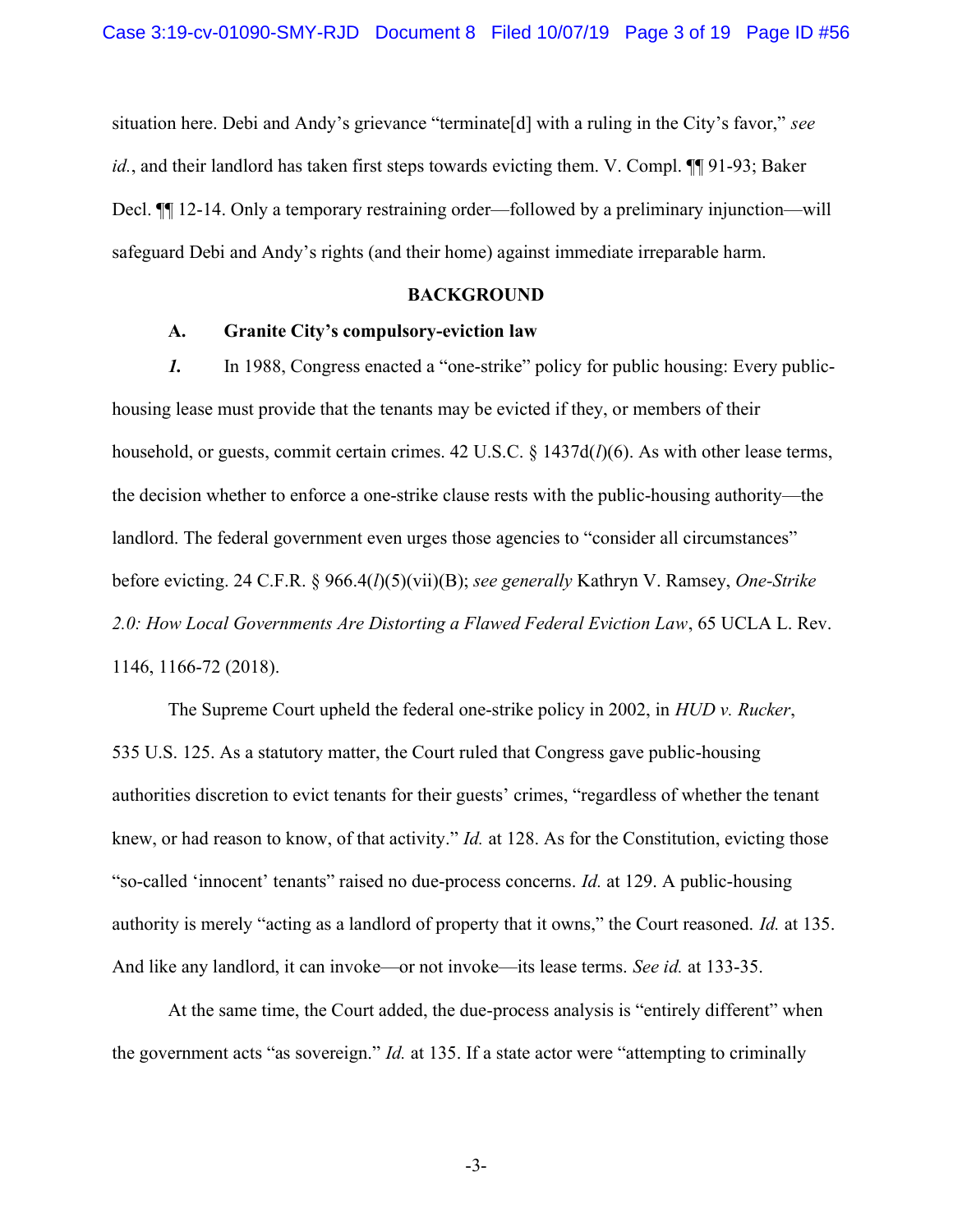situation here. Debi and Andy's grievance "terminate[d] with a ruling in the City's favor," *see id.*, and their landlord has taken first steps towards evicting them. V. Compl. ¶¶ 91-93; Baker Decl. ¶¶ 12-14. Only a temporary restraining order—followed by a preliminary injunction—will safeguard Debi and Andy's rights (and their home) against immediate irreparable harm.

**BACKGROUND**

**A. Granite City's compulsory-eviction law**

***1.*** In 1988, Congress enacted a "one-strike" policy for public housing: Every public-housing lease must provide that the tenants may be evicted if they, or members of their household, or guests, commit certain crimes. 42 U.S.C. § 1437d(*l*)(6). As with other lease terms, the decision whether to enforce a one-strike clause rests with the public-housing authority—the landlord. The federal government even urges those agencies to "consider all circumstances" before evicting. 24 C.F.R. § 966.4(*l*)(5)(vii)(B); *see generally* Kathryn V. Ramsey, *One-Strike 2.0: How Local Governments Are Distorting a Flawed Federal Eviction Law*, 65 UCLA L. Rev. 1146, 1166-72 (2018).

The Supreme Court upheld the federal one-strike policy in 2002, in *HUD v. Rucker*, 535 U.S. 125. As a statutory matter, the Court ruled that Congress gave public-housing authorities discretion to evict tenants for their guests' crimes, "regardless of whether the tenant knew, or had reason to know, of that activity." *Id.* at 128. As for the Constitution, evicting those "so-called 'innocent' tenants" raised no due-process concerns. *Id.* at 129. A public-housing authority is merely "acting as a landlord of property that it owns," the Court reasoned. *Id.* at 135. And like any landlord, it can invoke—or not invoke—its lease terms. *See id.* at 133-35.

At the same time, the Court added, the due-process analysis is "entirely different" when the government acts "as sovereign." *Id.* at 135. If a state actor were "attempting to criminally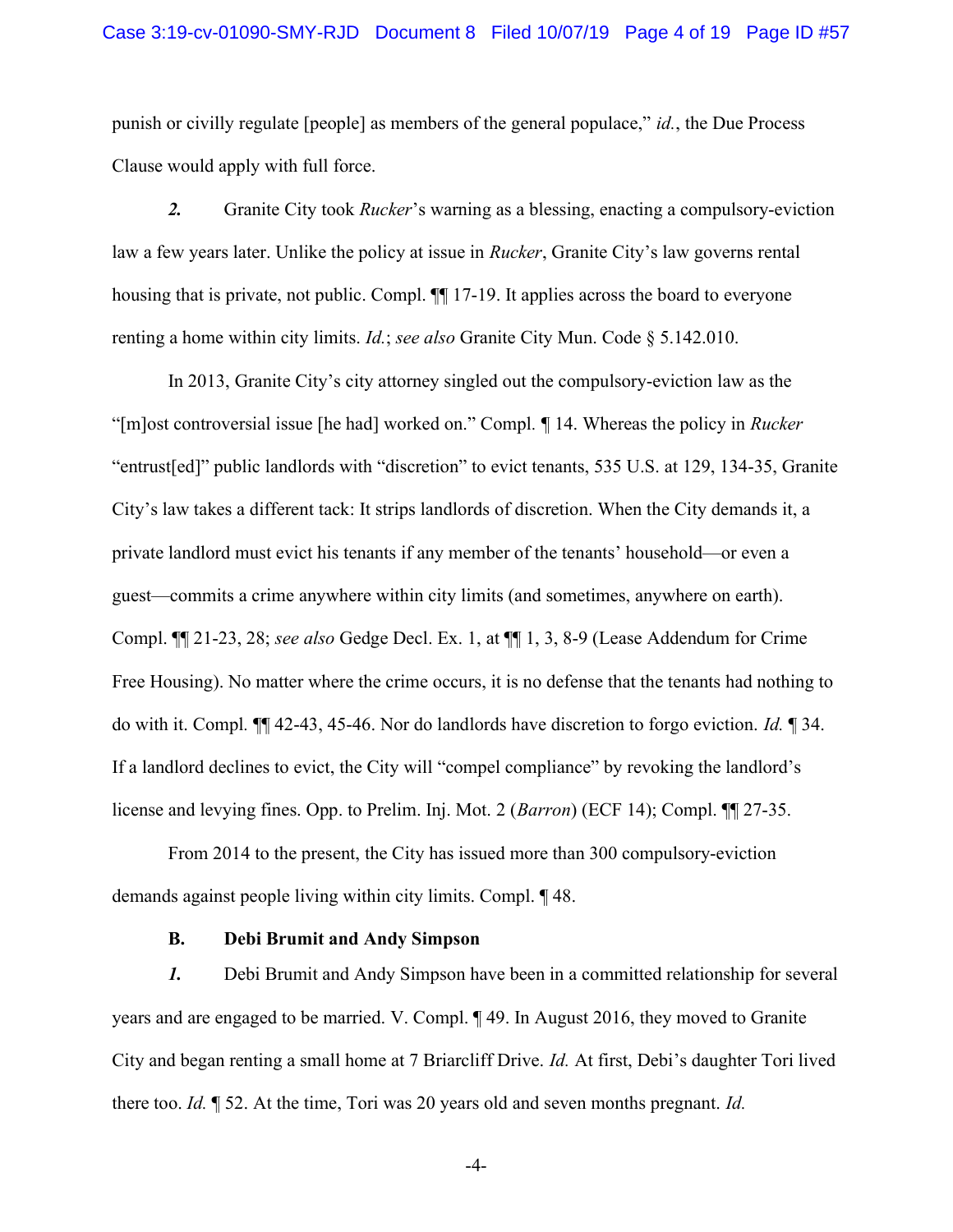punish or civilly regulate [people] as members of the general populace," *id.*, the Due Process Clause would apply with full force.

***2.*** Granite City took *Rucker*'s warning as a blessing, enacting a compulsory-eviction law a few years later. Unlike the policy at issue in *Rucker*, Granite City's law governs rental housing that is private, not public. Compl. ¶¶ 17-19. It applies across the board to everyone renting a home within city limits. *Id.*; *see also* Granite City Mun. Code § 5.142.010.

In 2013, Granite City's city attorney singled out the compulsory-eviction law as the "[m]ost controversial issue [he had] worked on." Compl. ¶ 14. Whereas the policy in *Rucker* "entrust[ed]" public landlords with "discretion" to evict tenants, 535 U.S. at 129, 134-35, Granite City's law takes a different tack: It strips landlords of discretion. When the City demands it, a private landlord must evict his tenants if any member of the tenants' household—or even a guest—commits a crime anywhere within city limits (and sometimes, anywhere on earth). Compl. ¶¶ 21-23, 28; *see also* Gedge Decl. Ex. 1, at ¶¶ 1, 3, 8-9 (Lease Addendum for Crime Free Housing). No matter where the crime occurs, it is no defense that the tenants had nothing to do with it. Compl. ¶¶ 42-43, 45-46. Nor do landlords have discretion to forgo eviction. *Id.* ¶ 34. If a landlord declines to evict, the City will "compel compliance" by revoking the landlord's license and levying fines. Opp. to Prelim. Inj. Mot. 2 (*Barron*) (ECF 14); Compl. ¶¶ 27-35.

From 2014 to the present, the City has issued more than 300 compulsory-eviction demands against people living within city limits. Compl. ¶ 48.

### B. Debi Brumit and Andy Simpson

***1.*** Debi Brumit and Andy Simpson have been in a committed relationship for several years and are engaged to be married. V. Compl. ¶ 49. In August 2016, they moved to Granite City and began renting a small home at 7 Briarcliff Drive. *Id.* At first, Debi's daughter Tori lived there too. *Id.* ¶ 52. At the time, Tori was 20 years old and seven months pregnant. *Id.*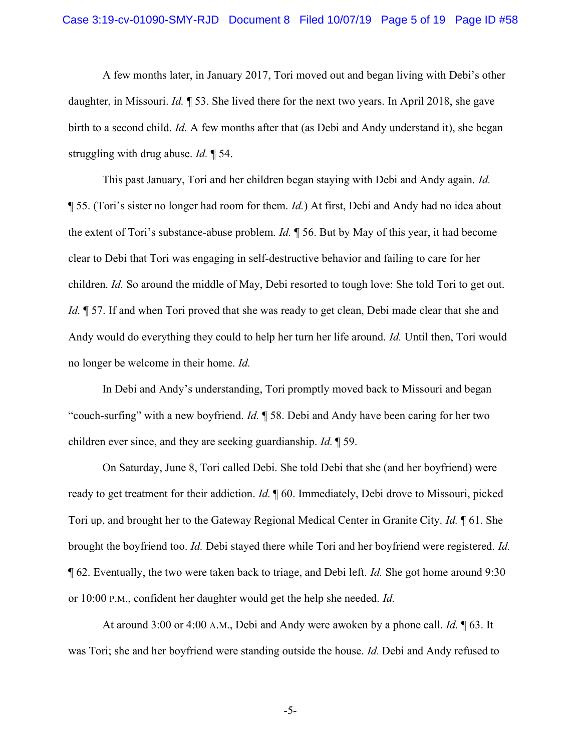A few months later, in January 2017, Tori moved out and began living with Debi's other daughter, in Missouri. *Id.* ¶ 53. She lived there for the next two years. In April 2018, she gave birth to a second child. *Id.* A few months after that (as Debi and Andy understand it), she began struggling with drug abuse. *Id.* ¶ 54.

This past January, Tori and her children began staying with Debi and Andy again. *Id.* ¶ 55. (Tori's sister no longer had room for them. *Id.*) At first, Debi and Andy had no idea about the extent of Tori's substance-abuse problem. *Id.* ¶ 56. But by May of this year, it had become clear to Debi that Tori was engaging in self-destructive behavior and failing to care for her children. *Id.* So around the middle of May, Debi resorted to tough love: She told Tori to get out. *Id.* ¶ 57. If and when Tori proved that she was ready to get clean, Debi made clear that she and Andy would do everything they could to help her turn her life around. *Id.* Until then, Tori would no longer be welcome in their home. *Id.*

In Debi and Andy's understanding, Tori promptly moved back to Missouri and began "couch-surfing" with a new boyfriend. *Id.* ¶ 58. Debi and Andy have been caring for her two children ever since, and they are seeking guardianship. *Id.* ¶ 59.

On Saturday, June 8, Tori called Debi. She told Debi that she (and her boyfriend) were ready to get treatment for their addiction. *Id.* ¶ 60. Immediately, Debi drove to Missouri, picked Tori up, and brought her to the Gateway Regional Medical Center in Granite City. *Id.* ¶ 61. She brought the boyfriend too. *Id.* Debi stayed there while Tori and her boyfriend were registered. *Id.* ¶ 62. Eventually, the two were taken back to triage, and Debi left. *Id.* She got home around 9:30 or 10:00 P.M., confident her daughter would get the help she needed. *Id.*

At around 3:00 or 4:00 A.M., Debi and Andy were awoken by a phone call. *Id.* ¶ 63. It was Tori; she and her boyfriend were standing outside the house. *Id.* Debi and Andy refused to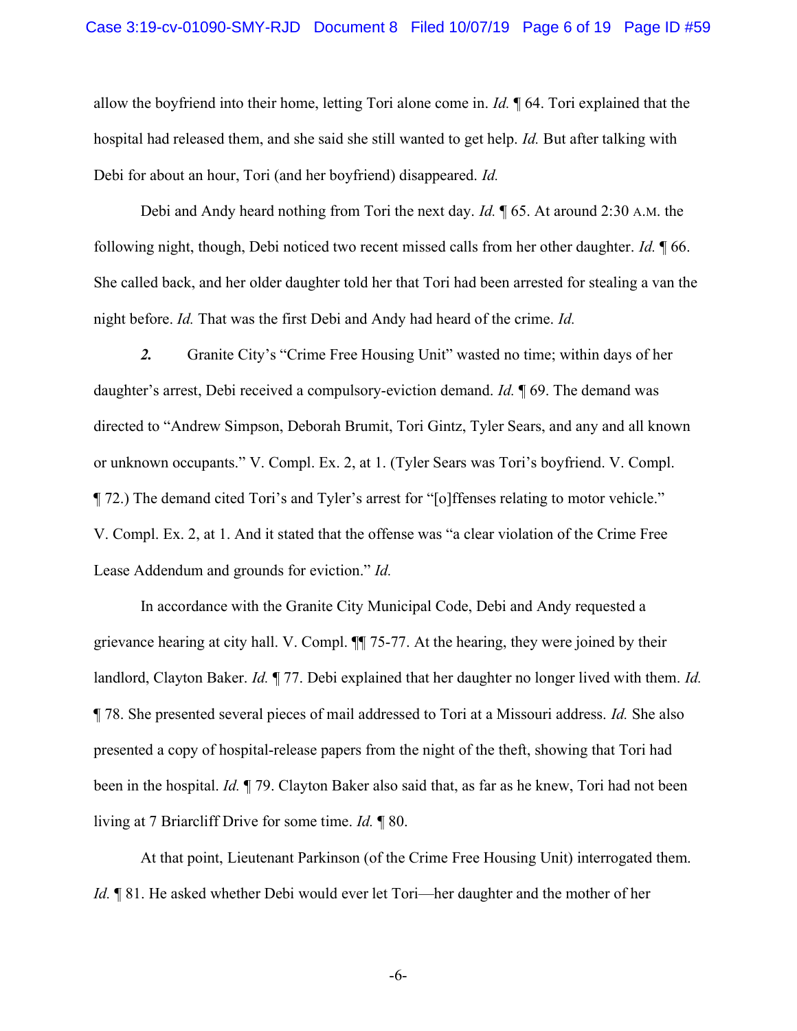allow the boyfriend into their home, letting Tori alone come in. *Id.* ¶ 64. Tori explained that the hospital had released them, and she said she still wanted to get help. *Id.* But after talking with Debi for about an hour, Tori (and her boyfriend) disappeared. *Id.*

Debi and Andy heard nothing from Tori the next day. *Id.* ¶ 65. At around 2:30 A.M. the following night, though, Debi noticed two recent missed calls from her other daughter. *Id.* ¶ 66. She called back, and her older daughter told her that Tori had been arrested for stealing a van the night before. *Id.* That was the first Debi and Andy had heard of the crime. *Id.*

***2.*** Granite City's "Crime Free Housing Unit" wasted no time; within days of her daughter's arrest, Debi received a compulsory-eviction demand. *Id.* ¶ 69. The demand was directed to "Andrew Simpson, Deborah Brumit, Tori Gintz, Tyler Sears, and any and all known or unknown occupants." V. Compl. Ex. 2, at 1. (Tyler Sears was Tori's boyfriend. V. Compl. ¶ 72.) The demand cited Tori's and Tyler's arrest for "[o]ffenses relating to motor vehicle." V. Compl. Ex. 2, at 1. And it stated that the offense was "a clear violation of the Crime Free Lease Addendum and grounds for eviction." *Id.*

In accordance with the Granite City Municipal Code, Debi and Andy requested a grievance hearing at city hall. V. Compl. ¶¶ 75-77. At the hearing, they were joined by their landlord, Clayton Baker. *Id.* ¶ 77. Debi explained that her daughter no longer lived with them. *Id.* ¶ 78. She presented several pieces of mail addressed to Tori at a Missouri address. *Id.* She also presented a copy of hospital-release papers from the night of the theft, showing that Tori had been in the hospital. *Id.* ¶ 79. Clayton Baker also said that, as far as he knew, Tori had not been living at 7 Briarcliff Drive for some time. *Id.* ¶ 80.

At that point, Lieutenant Parkinson (of the Crime Free Housing Unit) interrogated them. *Id.* ¶ 81. He asked whether Debi would ever let Tori—her daughter and the mother of her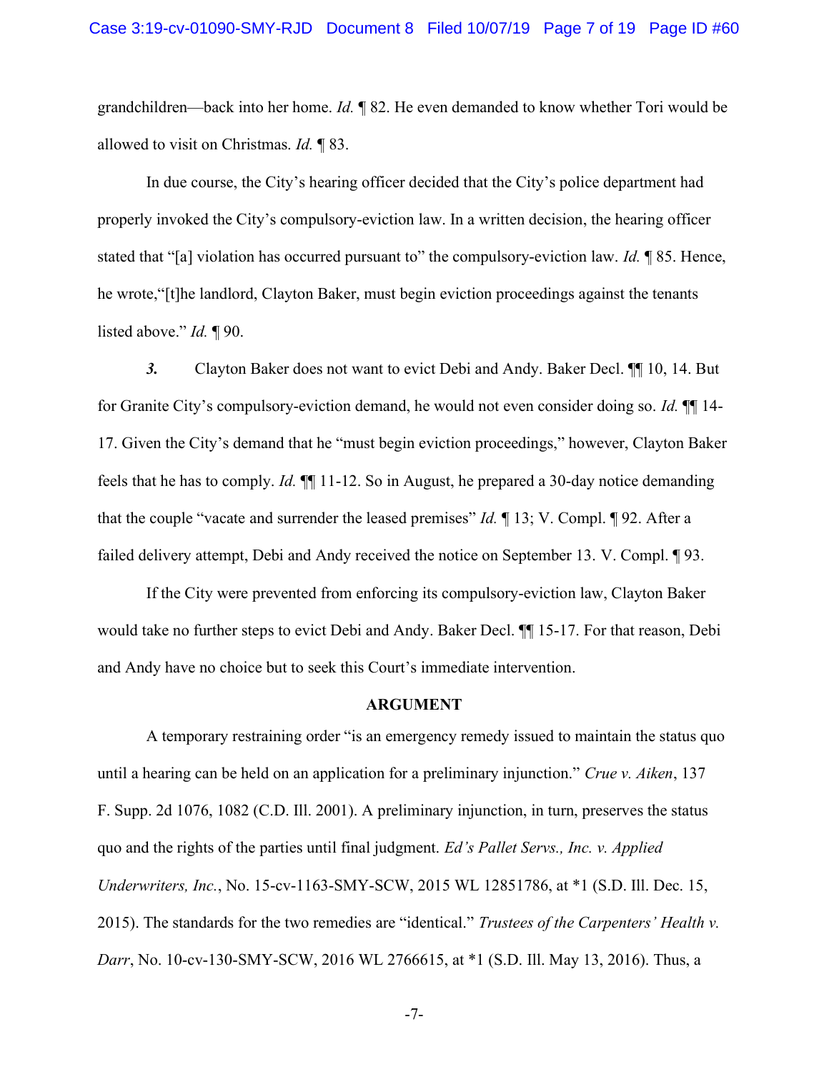grandchildren—back into her home. *Id.* ¶ 82. He even demanded to know whether Tori would be allowed to visit on Christmas. *Id.* ¶ 83.

In due course, the City's hearing officer decided that the City's police department had properly invoked the City's compulsory-eviction law. In a written decision, the hearing officer stated that "[a] violation has occurred pursuant to" the compulsory-eviction law. *Id.* ¶ 85. Hence, he wrote,"[t]he landlord, Clayton Baker, must begin eviction proceedings against the tenants listed above." *Id.* ¶ 90.

***3.*** Clayton Baker does not want to evict Debi and Andy. Baker Decl. ¶¶ 10, 14. But for Granite City's compulsory-eviction demand, he would not even consider doing so. *Id.* ¶¶ 14-17. Given the City's demand that he "must begin eviction proceedings," however, Clayton Baker feels that he has to comply. *Id.* ¶¶ 11-12. So in August, he prepared a 30-day notice demanding that the couple "vacate and surrender the leased premises" *Id.* ¶ 13; V. Compl. ¶ 92. After a failed delivery attempt, Debi and Andy received the notice on September 13. V. Compl. ¶ 93.

If the City were prevented from enforcing its compulsory-eviction law, Clayton Baker would take no further steps to evict Debi and Andy. Baker Decl. ¶¶ 15-17. For that reason, Debi and Andy have no choice but to seek this Court's immediate intervention.

## ARGUMENT

A temporary restraining order "is an emergency remedy issued to maintain the status quo until a hearing can be held on an application for a preliminary injunction." *Crue v. Aiken*, 137 F. Supp. 2d 1076, 1082 (C.D. Ill. 2001). A preliminary injunction, in turn, preserves the status quo and the rights of the parties until final judgment. *Ed's Pallet Servs., Inc. v. Applied Underwriters, Inc.*, No. 15-cv-1163-SMY-SCW, 2015 WL 12851786, at *1 (S.D. Ill. Dec. 15, 2015). The standards for the two remedies are "identical." *Trustees of the Carpenters' Health v. Darr*, No. 10-cv-130-SMY-SCW, 2016 WL 2766615, at *1 (S.D. Ill. May 13, 2016). Thus, a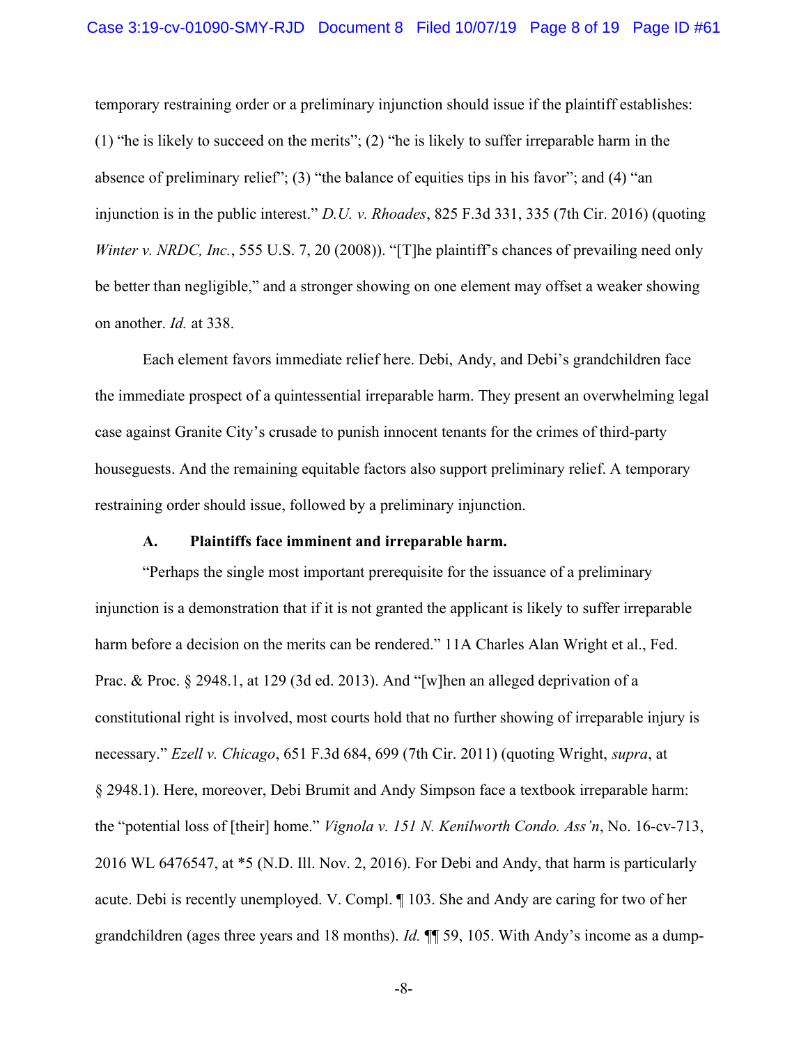temporary restraining order or a preliminary injunction should issue if the plaintiff establishes: (1) "he is likely to succeed on the merits"; (2) "he is likely to suffer irreparable harm in the absence of preliminary relief"; (3) "the balance of equities tips in his favor"; and (4) "an injunction is in the public interest." *D.U. v. Rhoades*, 825 F.3d 331, 335 (7th Cir. 2016) (quoting *Winter v. NRDC, Inc.*, 555 U.S. 7, 20 (2008)). "[T]he plaintiff's chances of prevailing need only be better than negligible," and a stronger showing on one element may offset a weaker showing on another. *Id.* at 338.

Each element favors immediate relief here. Debi, Andy, and Debi's grandchildren face the immediate prospect of a quintessential irreparable harm. They present an overwhelming legal case against Granite City's crusade to punish innocent tenants for the crimes of third-party houseguests. And the remaining equitable factors also support preliminary relief. A temporary restraining order should issue, followed by a preliminary injunction.

### A. Plaintiffs face imminent and irreparable harm.

"Perhaps the single most important prerequisite for the issuance of a preliminary injunction is a demonstration that if it is not granted the applicant is likely to suffer irreparable harm before a decision on the merits can be rendered." 11A Charles Alan Wright et al., Fed. Prac. & Proc. § 2948.1, at 129 (3d ed. 2013). And "[w]hen an alleged deprivation of a constitutional right is involved, most courts hold that no further showing of irreparable injury is necessary." *Ezell v. Chicago*, 651 F.3d 684, 699 (7th Cir. 2011) (quoting Wright, *supra*, at § 2948.1). Here, moreover, Debi Brumit and Andy Simpson face a textbook irreparable harm: the "potential loss of [their] home." *Vignola v. 151 N. Kenilworth Condo. Ass'n*, No. 16-cv-713, 2016 WL 6476547, at *5 (N.D. Ill. Nov. 2, 2016). For Debi and Andy, that harm is particularly acute. Debi is recently unemployed. V. Compl. ¶ 103. She and Andy are caring for two of her grandchildren (ages three years and 18 months). *Id.* ¶¶ 59, 105. With Andy's income as a dump-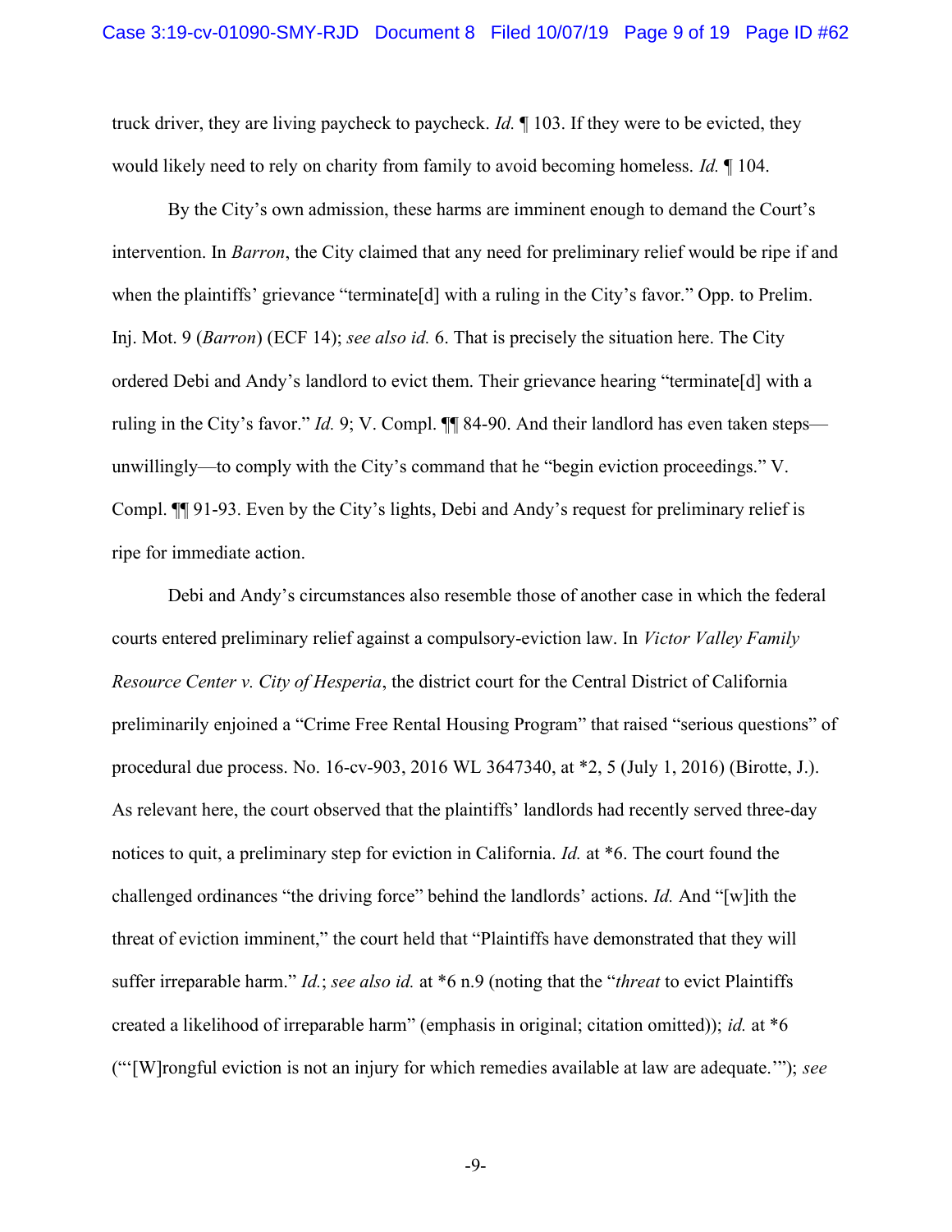truck driver, they are living paycheck to paycheck. *Id.* ¶ 103. If they were to be evicted, they would likely need to rely on charity from family to avoid becoming homeless. *Id.* ¶ 104.

By the City's own admission, these harms are imminent enough to demand the Court's intervention. In *Barron*, the City claimed that any need for preliminary relief would be ripe if and when the plaintiffs' grievance "terminate[d] with a ruling in the City's favor." Opp. to Prelim. Inj. Mot. 9 (*Barron*) (ECF 14); *see also id.* 6. That is precisely the situation here. The City ordered Debi and Andy's landlord to evict them. Their grievance hearing "terminate[d] with a ruling in the City's favor." *Id.* 9; V. Compl. ¶¶ 84-90. And their landlord has even taken steps—unwillingly—to comply with the City's command that he "begin eviction proceedings." V. Compl. ¶¶ 91-93. Even by the City's lights, Debi and Andy's request for preliminary relief is ripe for immediate action.

Debi and Andy's circumstances also resemble those of another case in which the federal courts entered preliminary relief against a compulsory-eviction law. In *Victor Valley Family Resource Center v. City of Hesperia*, the district court for the Central District of California preliminarily enjoined a "Crime Free Rental Housing Program" that raised "serious questions" of procedural due process. No. 16-cv-903, 2016 WL 3647340, at *2, 5 (July 1, 2016) (Birotte, J.). As relevant here, the court observed that the plaintiffs' landlords had recently served three-day notices to quit, a preliminary step for eviction in California. *Id.* at *6. The court found the challenged ordinances "the driving force" behind the landlords' actions. *Id.* And "[w]ith the threat of eviction imminent," the court held that "Plaintiffs have demonstrated that they will suffer irreparable harm." *Id.*; *see also id.* at *6 n.9 (noting that the "*threat* to evict Plaintiffs created a likelihood of irreparable harm" (emphasis in original; citation omitted)); *id.* at *6 ("'[W]rongful eviction is not an injury for which remedies available at law are adequate.'"); *see*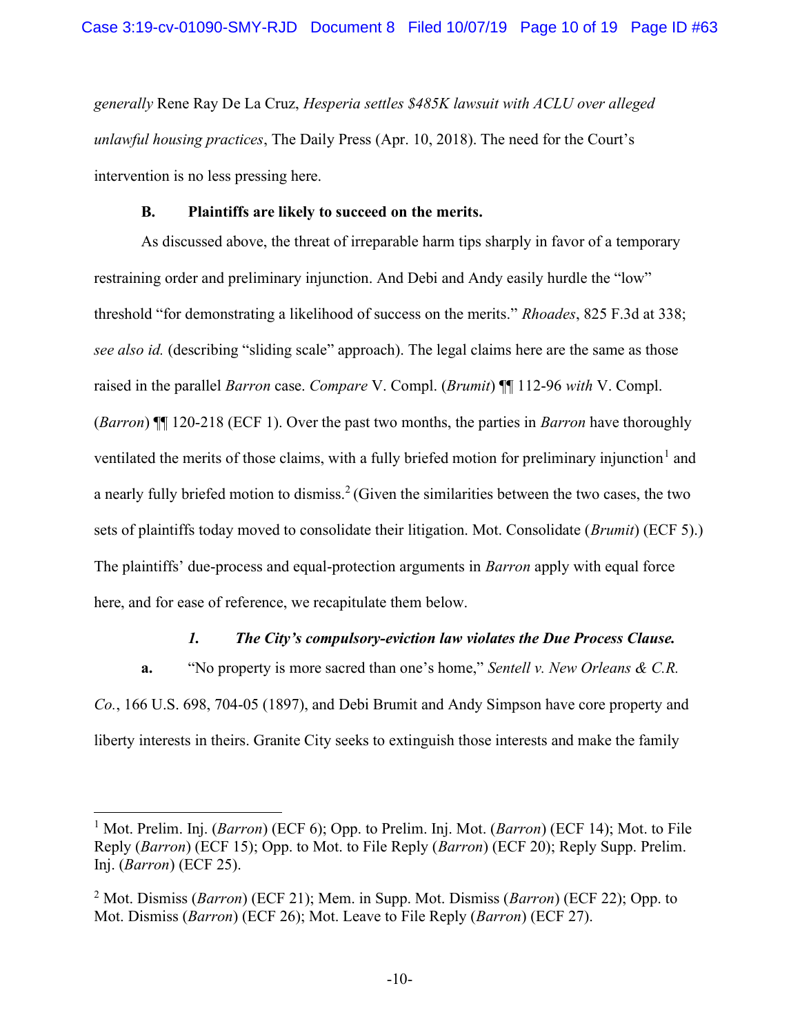*generally* Rene Ray De La Cruz, *Hesperia settles $485K lawsuit with ACLU over alleged unlawful housing practices*, The Daily Press (Apr. 10, 2018). The need for the Court's intervention is no less pressing here.

**B. Plaintiffs are likely to succeed on the merits.**

As discussed above, the threat of irreparable harm tips sharply in favor of a temporary restraining order and preliminary injunction. And Debi and Andy easily hurdle the "low" threshold "for demonstrating a likelihood of success on the merits." *Rhoades*, 825 F.3d at 338; *see also id.* (describing "sliding scale" approach). The legal claims here are the same as those raised in the parallel *Barron* case. *Compare* V. Compl. (*Brumit*) ¶¶ 112-96 *with* V. Compl. (*Barron*) ¶¶ 120-218 (ECF 1). Over the past two months, the parties in *Barron* have thoroughly ventilated the merits of those claims, with a fully briefed motion for preliminary injunction[1] and a nearly fully briefed motion to dismiss.[2] (Given the similarities between the two cases, the two sets of plaintiffs today moved to consolidate their litigation. Mot. Consolidate (*Brumit*) (ECF 5).) The plaintiffs' due-process and equal-protection arguments in *Barron* apply with equal force here, and for ease of reference, we recapitulate them below.

***1. The City's compulsory-eviction law violates the Due Process Clause.***

**a.** "No property is more sacred than one's home," *Sentell v. New Orleans & C.R. Co.*, 166 U.S. 698, 704-05 (1897), and Debi Brumit and Andy Simpson have core property and liberty interests in theirs. Granite City seeks to extinguish those interests and make the family

---

[1] Mot. Prelim. Inj. (*Barron*) (ECF 6); Opp. to Prelim. Inj. Mot. (*Barron*) (ECF 14); Mot. to File Reply (*Barron*) (ECF 15); Opp. to Mot. to File Reply (*Barron*) (ECF 20); Reply Supp. Prelim. Inj. (*Barron*) (ECF 25).

[2] Mot. Dismiss (*Barron*) (ECF 21); Mem. in Supp. Mot. Dismiss (*Barron*) (ECF 22); Opp. to Mot. Dismiss (*Barron*) (ECF 26); Mot. Leave to File Reply (*Barron*) (ECF 27).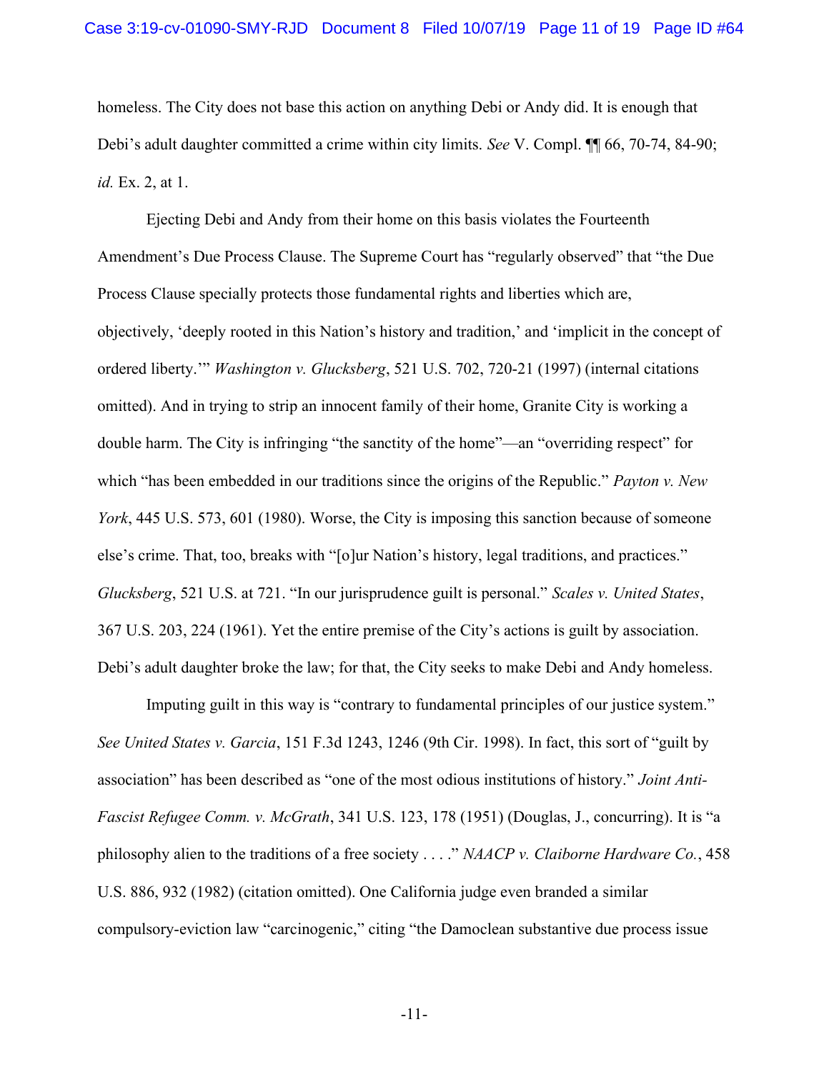homeless. The City does not base this action on anything Debi or Andy did. It is enough that Debi's adult daughter committed a crime within city limits. *See* V. Compl. ¶¶ 66, 70-74, 84-90; *id.* Ex. 2, at 1.

Ejecting Debi and Andy from their home on this basis violates the Fourteenth Amendment's Due Process Clause. The Supreme Court has "regularly observed" that "the Due Process Clause specially protects those fundamental rights and liberties which are, objectively, 'deeply rooted in this Nation's history and tradition,' and 'implicit in the concept of ordered liberty.'" *Washington v. Glucksberg*, 521 U.S. 702, 720-21 (1997) (internal citations omitted). And in trying to strip an innocent family of their home, Granite City is working a double harm. The City is infringing "the sanctity of the home"—an "overriding respect" for which "has been embedded in our traditions since the origins of the Republic." *Payton v. New York*, 445 U.S. 573, 601 (1980). Worse, the City is imposing this sanction because of someone else's crime. That, too, breaks with "[o]ur Nation's history, legal traditions, and practices." *Glucksberg*, 521 U.S. at 721. "In our jurisprudence guilt is personal." *Scales v. United States*, 367 U.S. 203, 224 (1961). Yet the entire premise of the City's actions is guilt by association. Debi's adult daughter broke the law; for that, the City seeks to make Debi and Andy homeless.

Imputing guilt in this way is "contrary to fundamental principles of our justice system." *See United States v. Garcia*, 151 F.3d 1243, 1246 (9th Cir. 1998). In fact, this sort of "guilt by association" has been described as "one of the most odious institutions of history." *Joint Anti-Fascist Refugee Comm. v. McGrath*, 341 U.S. 123, 178 (1951) (Douglas, J., concurring). It is "a philosophy alien to the traditions of a free society . . . ." *NAACP v. Claiborne Hardware Co.*, 458 U.S. 886, 932 (1982) (citation omitted). One California judge even branded a similar compulsory-eviction law "carcinogenic," citing "the Damoclean substantive due process issue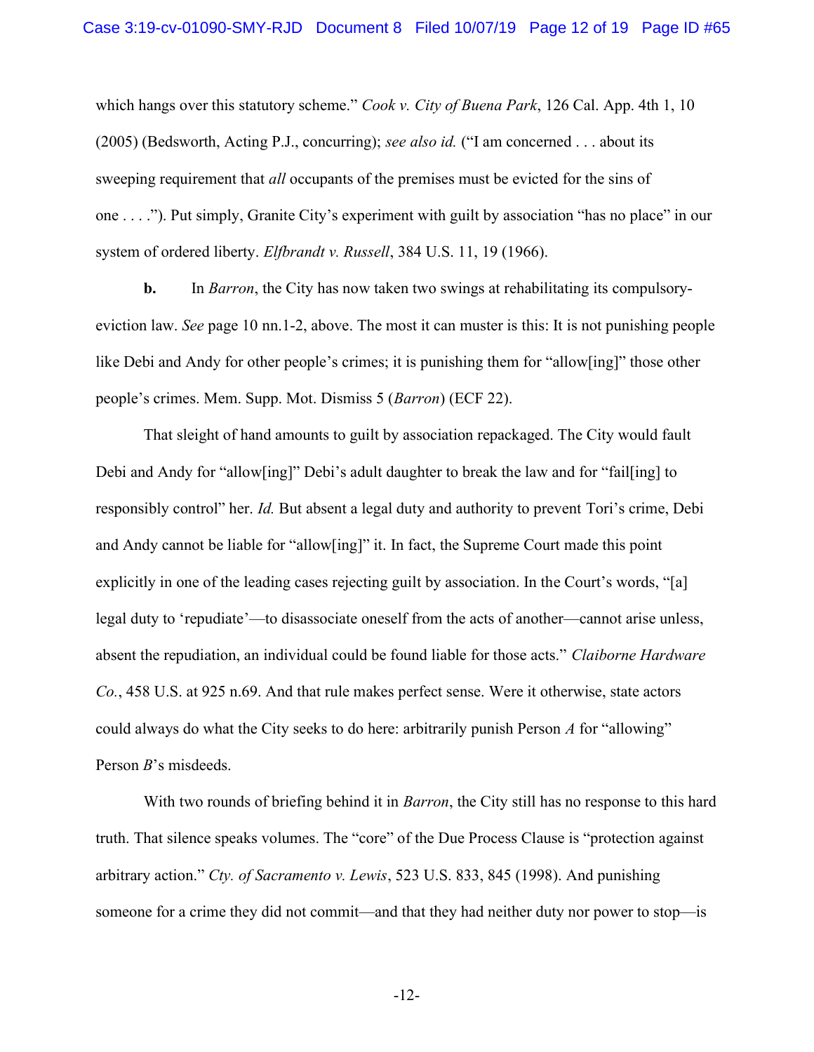which hangs over this statutory scheme." *Cook v. City of Buena Park*, 126 Cal. App. 4th 1, 10 (2005) (Bedsworth, Acting P.J., concurring); *see also id.* ("I am concerned . . . about its sweeping requirement that *all* occupants of the premises must be evicted for the sins of one . . . ."). Put simply, Granite City's experiment with guilt by association "has no place" in our system of ordered liberty. *Elfbrandt v. Russell*, 384 U.S. 11, 19 (1966).

**b.** In *Barron*, the City has now taken two swings at rehabilitating its compulsory-eviction law. *See* page 10 nn.1-2, above. The most it can muster is this: It is not punishing people like Debi and Andy for other people's crimes; it is punishing them for "allow[ing]" those other people's crimes. Mem. Supp. Mot. Dismiss 5 (*Barron*) (ECF 22).

That sleight of hand amounts to guilt by association repackaged. The City would fault Debi and Andy for "allow[ing]" Debi's adult daughter to break the law and for "fail[ing] to responsibly control" her. *Id.* But absent a legal duty and authority to prevent Tori's crime, Debi and Andy cannot be liable for "allow[ing]" it. In fact, the Supreme Court made this point explicitly in one of the leading cases rejecting guilt by association. In the Court's words, "[a] legal duty to 'repudiate'—to disassociate oneself from the acts of another—cannot arise unless, absent the repudiation, an individual could be found liable for those acts." *Claiborne Hardware Co.*, 458 U.S. at 925 n.69. And that rule makes perfect sense. Were it otherwise, state actors could always do what the City seeks to do here: arbitrarily punish Person *A* for "allowing" Person *B*'s misdeeds.

With two rounds of briefing behind it in *Barron*, the City still has no response to this hard truth. That silence speaks volumes. The "core" of the Due Process Clause is "protection against arbitrary action." *Cty. of Sacramento v. Lewis*, 523 U.S. 833, 845 (1998). And punishing someone for a crime they did not commit—and that they had neither duty nor power to stop—is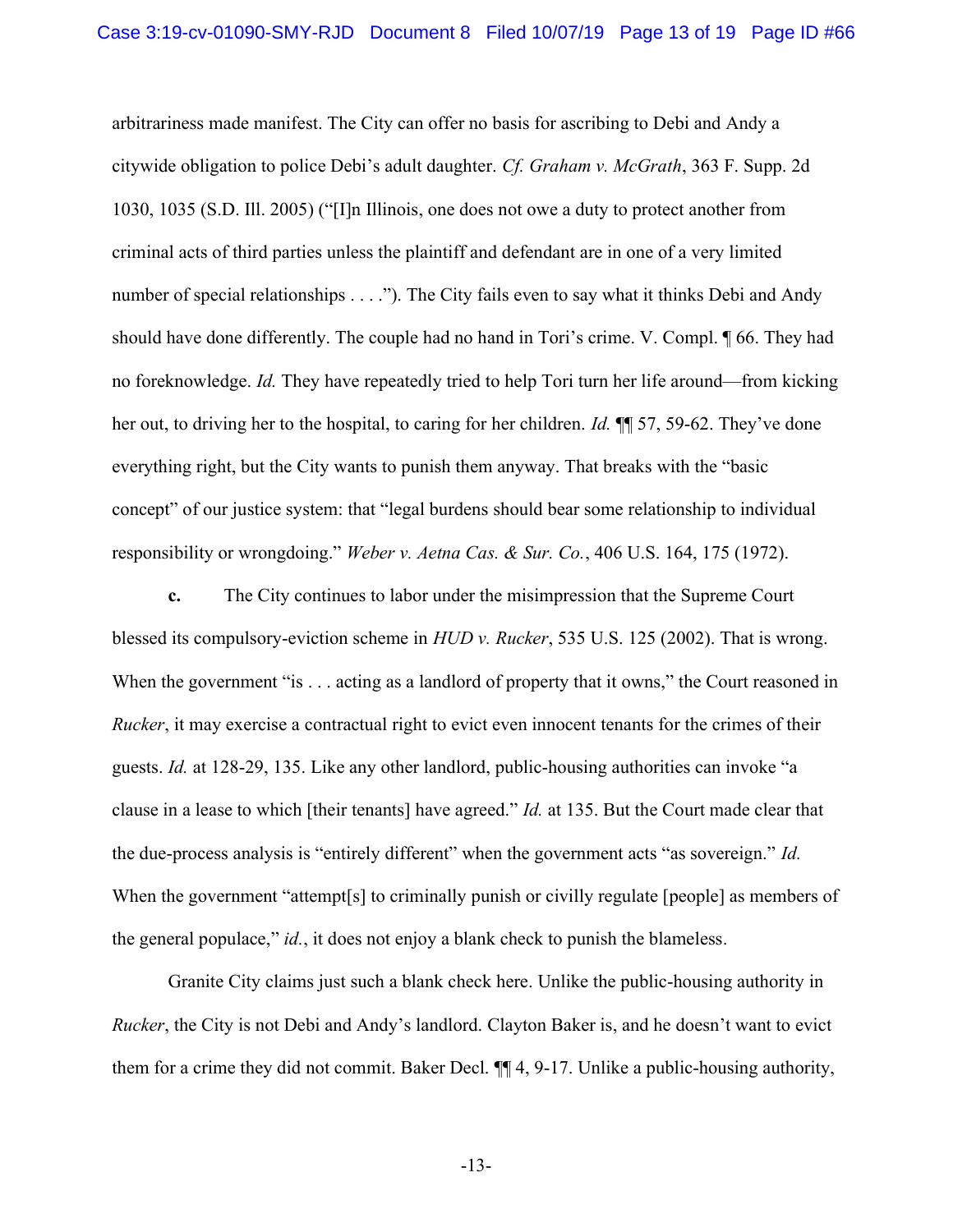arbitrariness made manifest. The City can offer no basis for ascribing to Debi and Andy a citywide obligation to police Debi's adult daughter. *Cf. Graham v. McGrath*, 363 F. Supp. 2d 1030, 1035 (S.D. Ill. 2005) ("[I]n Illinois, one does not owe a duty to protect another from criminal acts of third parties unless the plaintiff and defendant are in one of a very limited number of special relationships . . . ."). The City fails even to say what it thinks Debi and Andy should have done differently. The couple had no hand in Tori's crime. V. Compl. ¶ 66. They had no foreknowledge. *Id.* They have repeatedly tried to help Tori turn her life around—from kicking her out, to driving her to the hospital, to caring for her children. *Id.* ¶¶ 57, 59-62. They've done everything right, but the City wants to punish them anyway. That breaks with the "basic concept" of our justice system: that "legal burdens should bear some relationship to individual responsibility or wrongdoing." *Weber v. Aetna Cas. & Sur. Co.*, 406 U.S. 164, 175 (1972).

**c.** The City continues to labor under the misimpression that the Supreme Court blessed its compulsory-eviction scheme in *HUD v. Rucker*, 535 U.S. 125 (2002). That is wrong. When the government "is . . . acting as a landlord of property that it owns," the Court reasoned in *Rucker*, it may exercise a contractual right to evict even innocent tenants for the crimes of their guests. *Id.* at 128-29, 135. Like any other landlord, public-housing authorities can invoke "a clause in a lease to which [their tenants] have agreed." *Id.* at 135. But the Court made clear that the due-process analysis is "entirely different" when the government acts "as sovereign." *Id.* When the government "attempt[s] to criminally punish or civilly regulate [people] as members of the general populace," *id.*, it does not enjoy a blank check to punish the blameless.

Granite City claims just such a blank check here. Unlike the public-housing authority in *Rucker*, the City is not Debi and Andy's landlord. Clayton Baker is, and he doesn't want to evict them for a crime they did not commit. Baker Decl. ¶¶ 4, 9-17. Unlike a public-housing authority,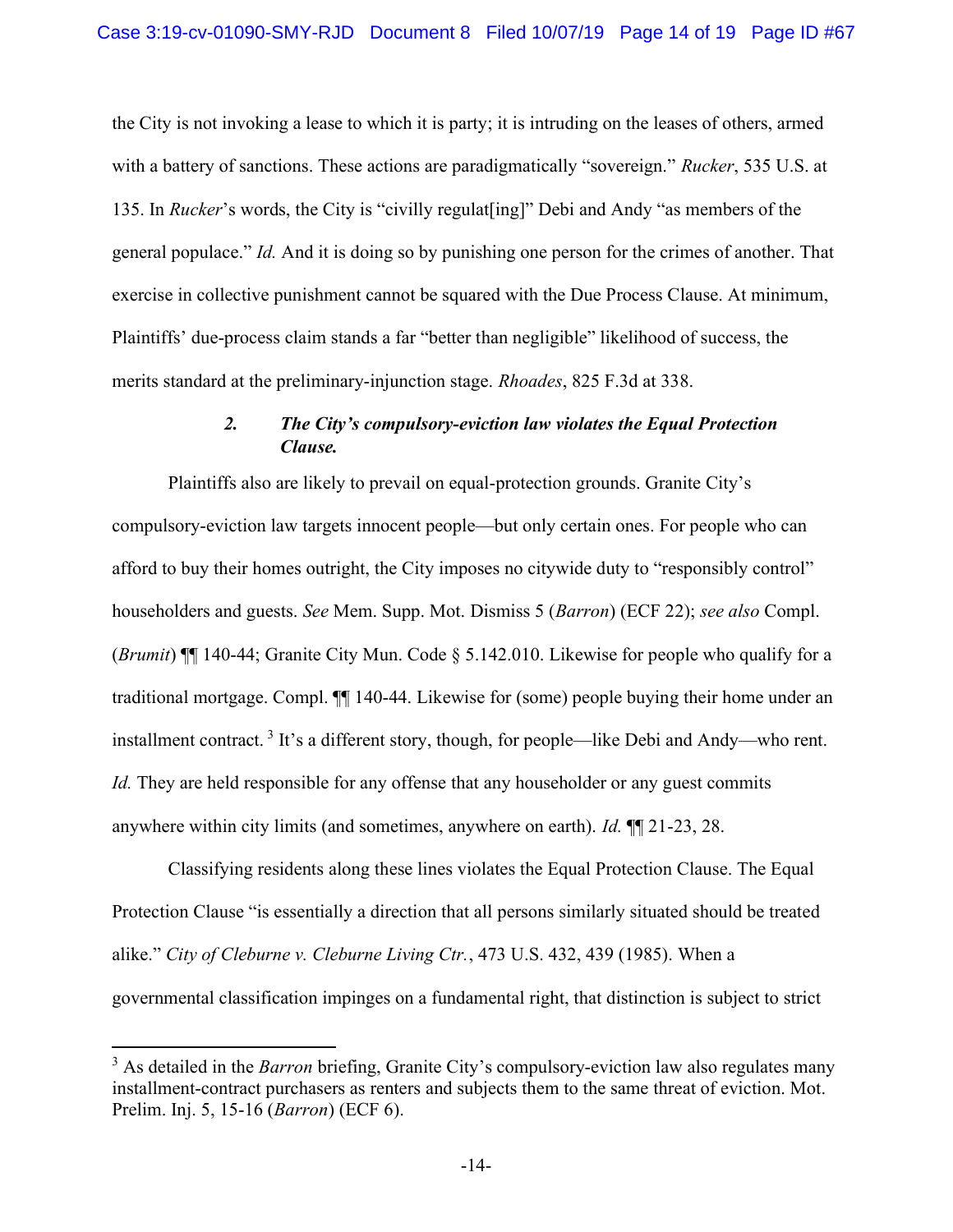the City is not invoking a lease to which it is party; it is intruding on the leases of others, armed with a battery of sanctions. These actions are paradigmatically "sovereign." *Rucker*, 535 U.S. at 135. In *Rucker*'s words, the City is "civilly regulat[ing]" Debi and Andy "as members of the general populace." *Id.* And it is doing so by punishing one person for the crimes of another. That exercise in collective punishment cannot be squared with the Due Process Clause. At minimum, Plaintiffs' due-process claim stands a far "better than negligible" likelihood of success, the merits standard at the preliminary-injunction stage. *Rhoades*, 825 F.3d at 338.

### 2. *The City's compulsory-eviction law violates the Equal Protection Clause.*

Plaintiffs also are likely to prevail on equal-protection grounds. Granite City's compulsory-eviction law targets innocent people—but only certain ones. For people who can afford to buy their homes outright, the City imposes no citywide duty to "responsibly control" householders and guests. *See* Mem. Supp. Mot. Dismiss 5 (*Barron*) (ECF 22); *see also* Compl. (*Brumit*) ¶¶ 140-44; Granite City Mun. Code § 5.142.010. Likewise for people who qualify for a traditional mortgage. Compl. ¶¶ 140-44. Likewise for (some) people buying their home under an installment contract. [3] It's a different story, though, for people—like Debi and Andy—who rent. *Id.* They are held responsible for any offense that any householder or any guest commits anywhere within city limits (and sometimes, anywhere on earth). *Id.* ¶¶ 21-23, 28.

Classifying residents along these lines violates the Equal Protection Clause. The Equal Protection Clause "is essentially a direction that all persons similarly situated should be treated alike." *City of Cleburne v. Cleburne Living Ctr.*, 473 U.S. 432, 439 (1985). When a governmental classification impinges on a fundamental right, that distinction is subject to strict

[3] As detailed in the *Barron* briefing, Granite City's compulsory-eviction law also regulates many installment-contract purchasers as renters and subjects them to the same threat of eviction. Mot. Prelim. Inj. 5, 15-16 (*Barron*) (ECF 6).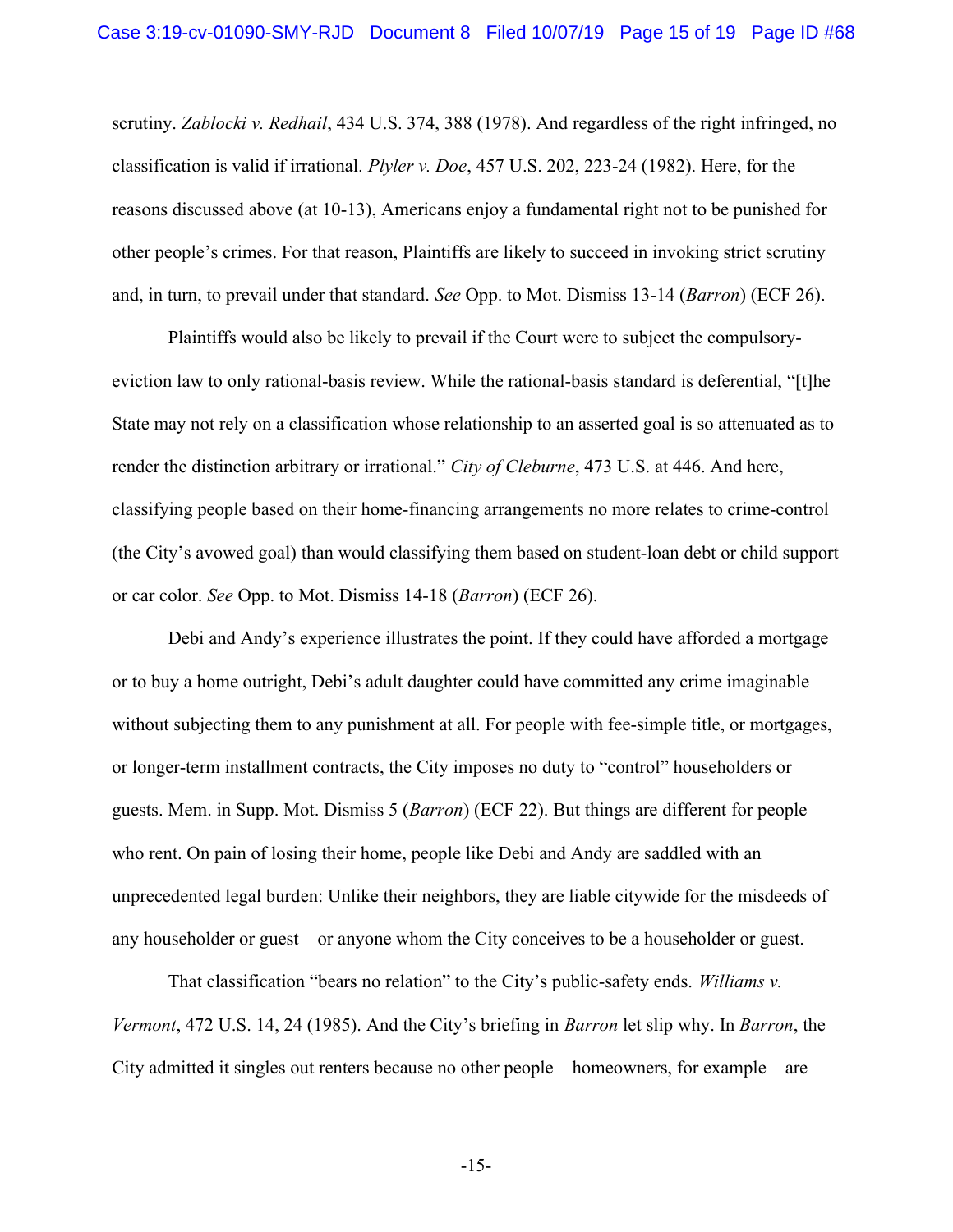scrutiny. *Zablocki v. Redhail*, 434 U.S. 374, 388 (1978). And regardless of the right infringed, no classification is valid if irrational. *Plyler v. Doe*, 457 U.S. 202, 223-24 (1982). Here, for the reasons discussed above (at 10-13), Americans enjoy a fundamental right not to be punished for other people's crimes. For that reason, Plaintiffs are likely to succeed in invoking strict scrutiny and, in turn, to prevail under that standard. *See* Opp. to Mot. Dismiss 13-14 (*Barron*) (ECF 26).

Plaintiffs would also be likely to prevail if the Court were to subject the compulsory-eviction law to only rational-basis review. While the rational-basis standard is deferential, "[t]he State may not rely on a classification whose relationship to an asserted goal is so attenuated as to render the distinction arbitrary or irrational." *City of Cleburne*, 473 U.S. at 446. And here, classifying people based on their home-financing arrangements no more relates to crime-control (the City's avowed goal) than would classifying them based on student-loan debt or child support or car color. *See* Opp. to Mot. Dismiss 14-18 (*Barron*) (ECF 26).

Debi and Andy's experience illustrates the point. If they could have afforded a mortgage or to buy a home outright, Debi's adult daughter could have committed any crime imaginable without subjecting them to any punishment at all. For people with fee-simple title, or mortgages, or longer-term installment contracts, the City imposes no duty to "control" householders or guests. Mem. in Supp. Mot. Dismiss 5 (*Barron*) (ECF 22). But things are different for people who rent. On pain of losing their home, people like Debi and Andy are saddled with an unprecedented legal burden: Unlike their neighbors, they are liable citywide for the misdeeds of any householder or guest—or anyone whom the City conceives to be a householder or guest.

That classification "bears no relation" to the City's public-safety ends. *Williams v. Vermont*, 472 U.S. 14, 24 (1985). And the City's briefing in *Barron* let slip why. In *Barron*, the City admitted it singles out renters because no other people—homeowners, for example—are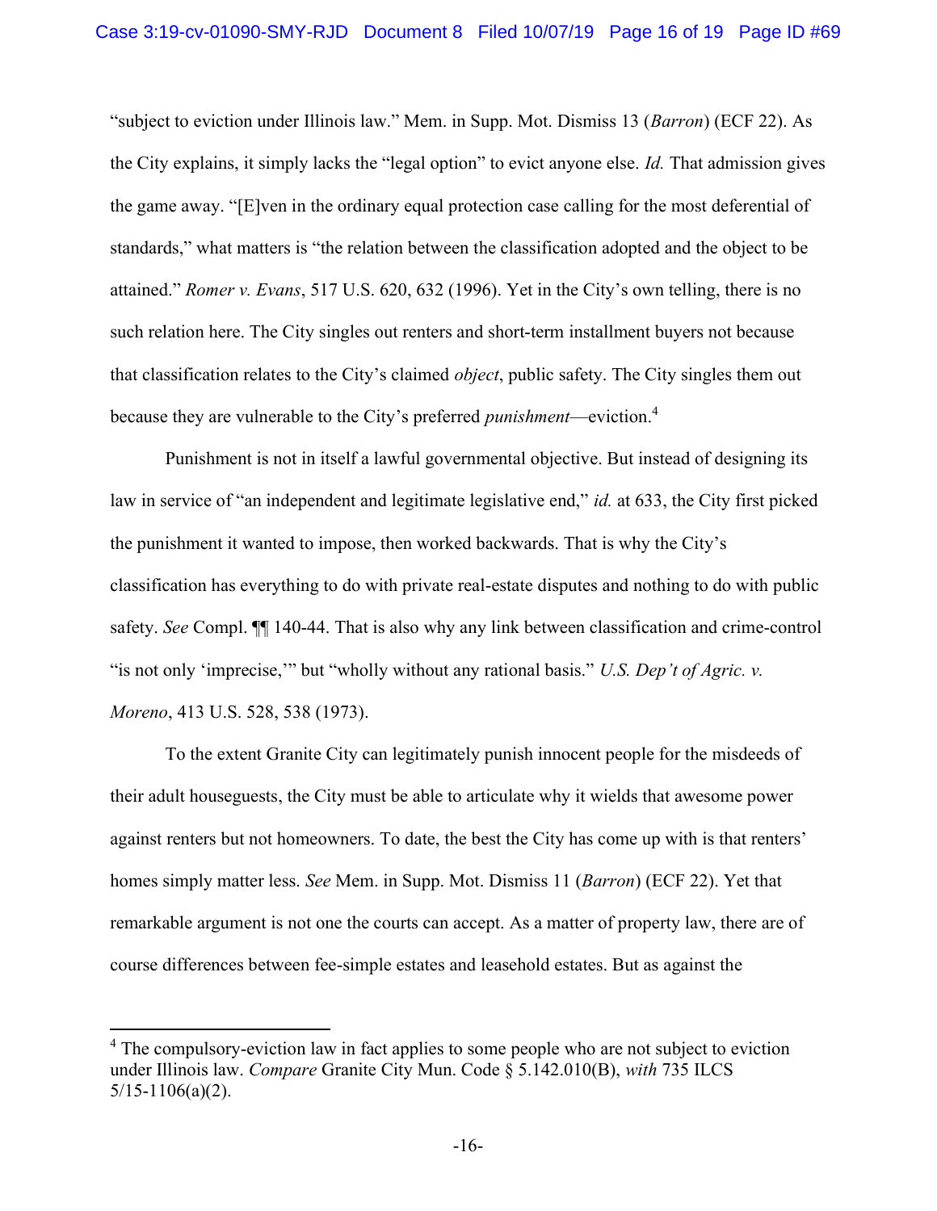"subject to eviction under Illinois law." Mem. in Supp. Mot. Dismiss 13 (*Barron*) (ECF 22). As the City explains, it simply lacks the "legal option" to evict anyone else. *Id.* That admission gives the game away. "[E]ven in the ordinary equal protection case calling for the most deferential of standards," what matters is "the relation between the classification adopted and the object to be attained." *Romer v. Evans*, 517 U.S. 620, 632 (1996). Yet in the City's own telling, there is no such relation here. The City singles out renters and short-term installment buyers not because that classification relates to the City's claimed *object*, public safety. The City singles them out because they are vulnerable to the City's preferred *punishment*—eviction.[4]

Punishment is not in itself a lawful governmental objective. But instead of designing its law in service of "an independent and legitimate legislative end," *id.* at 633, the City first picked the punishment it wanted to impose, then worked backwards. That is why the City's classification has everything to do with private real-estate disputes and nothing to do with public safety. *See* Compl. ¶¶ 140-44. That is also why any link between classification and crime-control "is not only 'imprecise,'" but "wholly without any rational basis." *U.S. Dep't of Agric. v. Moreno*, 413 U.S. 528, 538 (1973).

To the extent Granite City can legitimately punish innocent people for the misdeeds of their adult houseguests, the City must be able to articulate why it wields that awesome power against renters but not homeowners. To date, the best the City has come up with is that renters' homes simply matter less. *See* Mem. in Supp. Mot. Dismiss 11 (*Barron*) (ECF 22). Yet that remarkable argument is not one the courts can accept. As a matter of property law, there are of course differences between fee-simple estates and leasehold estates. But as against the

---

[4] The compulsory-eviction law in fact applies to some people who are not subject to eviction under Illinois law. *Compare* Granite City Mun. Code § 5.142.010(B), *with* 735 ILCS 5/15-1106(a)(2).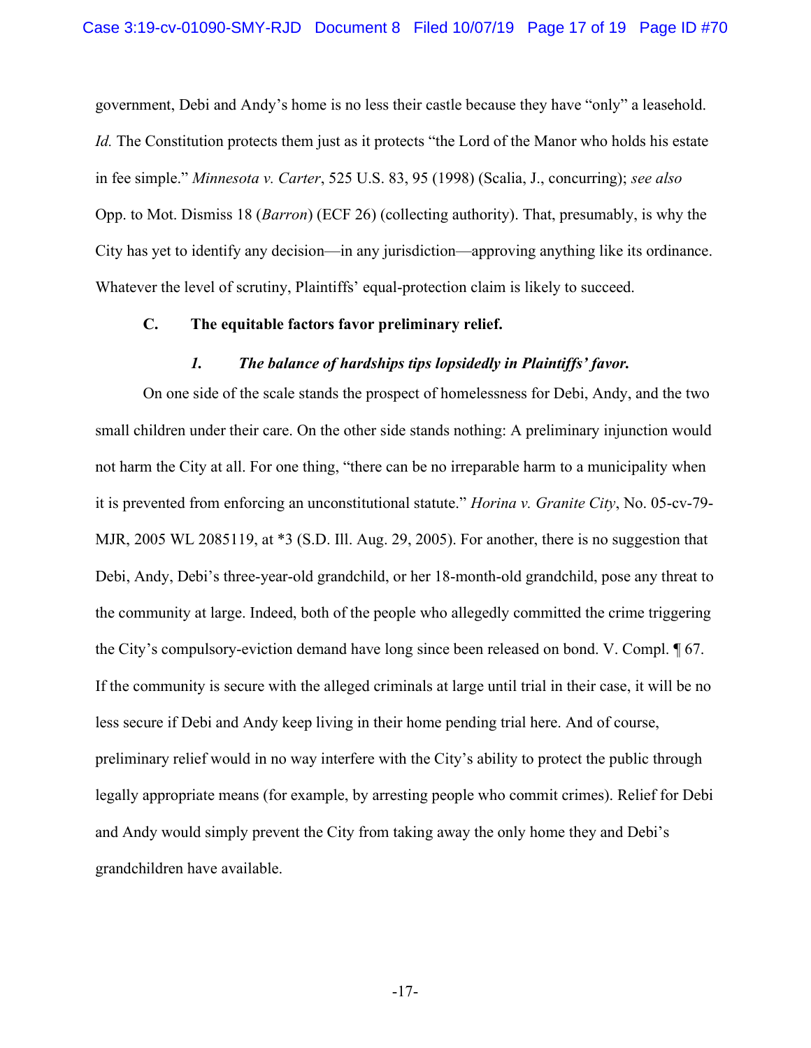government, Debi and Andy's home is no less their castle because they have "only" a leasehold. *Id.* The Constitution protects them just as it protects "the Lord of the Manor who holds his estate in fee simple." *Minnesota v. Carter*, 525 U.S. 83, 95 (1998) (Scalia, J., concurring); *see also* Opp. to Mot. Dismiss 18 (*Barron*) (ECF 26) (collecting authority). That, presumably, is why the City has yet to identify any decision—in any jurisdiction—approving anything like its ordinance. Whatever the level of scrutiny, Plaintiffs' equal-protection claim is likely to succeed.

### C. The equitable factors favor preliminary relief.

#### *1. The balance of hardships tips lopsidedly in Plaintiffs' favor.*

On one side of the scale stands the prospect of homelessness for Debi, Andy, and the two small children under their care. On the other side stands nothing: A preliminary injunction would not harm the City at all. For one thing, "there can be no irreparable harm to a municipality when it is prevented from enforcing an unconstitutional statute." *Horina v. Granite City*, No. 05-cv-79-MJR, 2005 WL 2085119, at *3 (S.D. Ill. Aug. 29, 2005). For another, there is no suggestion that Debi, Andy, Debi's three-year-old grandchild, or her 18-month-old grandchild, pose any threat to the community at large. Indeed, both of the people who allegedly committed the crime triggering the City's compulsory-eviction demand have long since been released on bond. V. Compl. ¶ 67. If the community is secure with the alleged criminals at large until trial in their case, it will be no less secure if Debi and Andy keep living in their home pending trial here. And of course, preliminary relief would in no way interfere with the City's ability to protect the public through legally appropriate means (for example, by arresting people who commit crimes). Relief for Debi and Andy would simply prevent the City from taking away the only home they and Debi's grandchildren have available.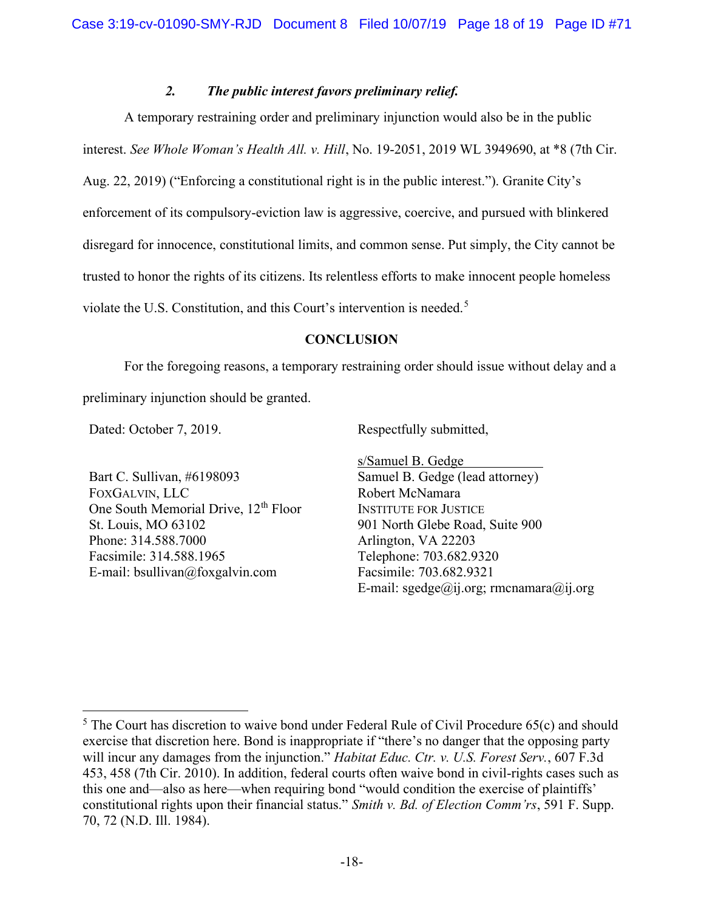### 2. *The public interest favors preliminary relief.*

A temporary restraining order and preliminary injunction would also be in the public interest. *See Whole Woman's Health All. v. Hill*, No. 19-2051, 2019 WL 3949690, at *8 (7th Cir. Aug. 22, 2019) ("Enforcing a constitutional right is in the public interest."). Granite City's enforcement of its compulsory-eviction law is aggressive, coercive, and pursued with blinkered disregard for innocence, constitutional limits, and common sense. Put simply, the City cannot be trusted to honor the rights of its citizens. Its relentless efforts to make innocent people homeless violate the U.S. Constitution, and this Court's intervention is needed.[5]

**CONCLUSION**

For the foregoing reasons, a temporary restraining order should issue without delay and a preliminary injunction should be granted.

Dated: October 7, 2019.

Respectfully submitted,

s/Samuel B. Gedge
Samuel B. Gedge (lead attorney)
Robert McNamara
INSTITUTE FOR JUSTICE
901 North Glebe Road, Suite 900
Arlington, VA 22203
Telephone: 703.682.9320
Facsimile: 703.682.9321
E-mail: sgedge@ij.org; rmcnamara@ij.org

Bart C. Sullivan, #6198093
FOXGALVIN, LLC
One South Memorial Drive, 12th Floor
St. Louis, MO 63102
Phone: 314.588.7000
Facsimile: 314.588.1965
E-mail: bsullivan@foxgalvin.com

---

[5] The Court has discretion to waive bond under Federal Rule of Civil Procedure 65(c) and should exercise that discretion here. Bond is inappropriate if "there's no danger that the opposing party will incur any damages from the injunction." *Habitat Educ. Ctr. v. U.S. Forest Serv.*, 607 F.3d 453, 458 (7th Cir. 2010). In addition, federal courts often waive bond in civil-rights cases such as this one and—also as here—when requiring bond "would condition the exercise of plaintiffs' constitutional rights upon their financial status." *Smith v. Bd. of Election Comm'rs*, 591 F. Supp. 70, 72 (N.D. Ill. 1984).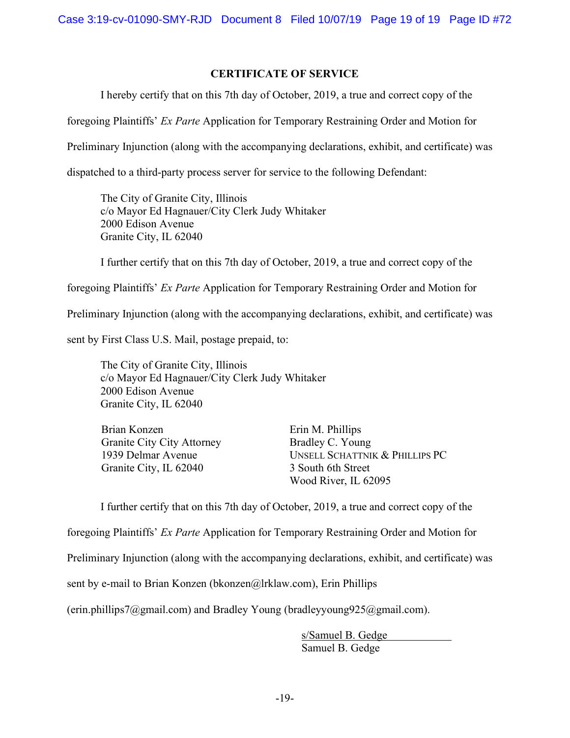## CERTIFICATE OF SERVICE

I hereby certify that on this 7th day of October, 2019, a true and correct copy of the foregoing Plaintiffs' *Ex Parte* Application for Temporary Restraining Order and Motion for Preliminary Injunction (along with the accompanying declarations, exhibit, and certificate) was dispatched to a third-party process server for service to the following Defendant:

The City of Granite City, Illinois
c/o Mayor Ed Hagnauer/City Clerk Judy Whitaker
2000 Edison Avenue
Granite City, IL 62040

I further certify that on this 7th day of October, 2019, a true and correct copy of the foregoing Plaintiffs' *Ex Parte* Application for Temporary Restraining Order and Motion for Preliminary Injunction (along with the accompanying declarations, exhibit, and certificate) was sent by First Class U.S. Mail, postage prepaid, to:

The City of Granite City, Illinois
c/o Mayor Ed Hagnauer/City Clerk Judy Whitaker
2000 Edison Avenue
Granite City, IL 62040

Brian Konzen
Granite City City Attorney
1939 Delmar Avenue
Granite City, IL 62040

Erin M. Phillips
Bradley C. Young
UNSELL SCHATTNIK & PHILLIPS PC
3 South 6th Street
Wood River, IL 62095

I further certify that on this 7th day of October, 2019, a true and correct copy of the foregoing Plaintiffs' *Ex Parte* Application for Temporary Restraining Order and Motion for Preliminary Injunction (along with the accompanying declarations, exhibit, and certificate) was sent by e-mail to Brian Konzen (bkonzen@lrklaw.com), Erin Phillips (erin.phillips7@gmail.com) and Bradley Young (bradleyyoung925@gmail.com).

s/Samuel B. Gedge
Samuel B. Gedge